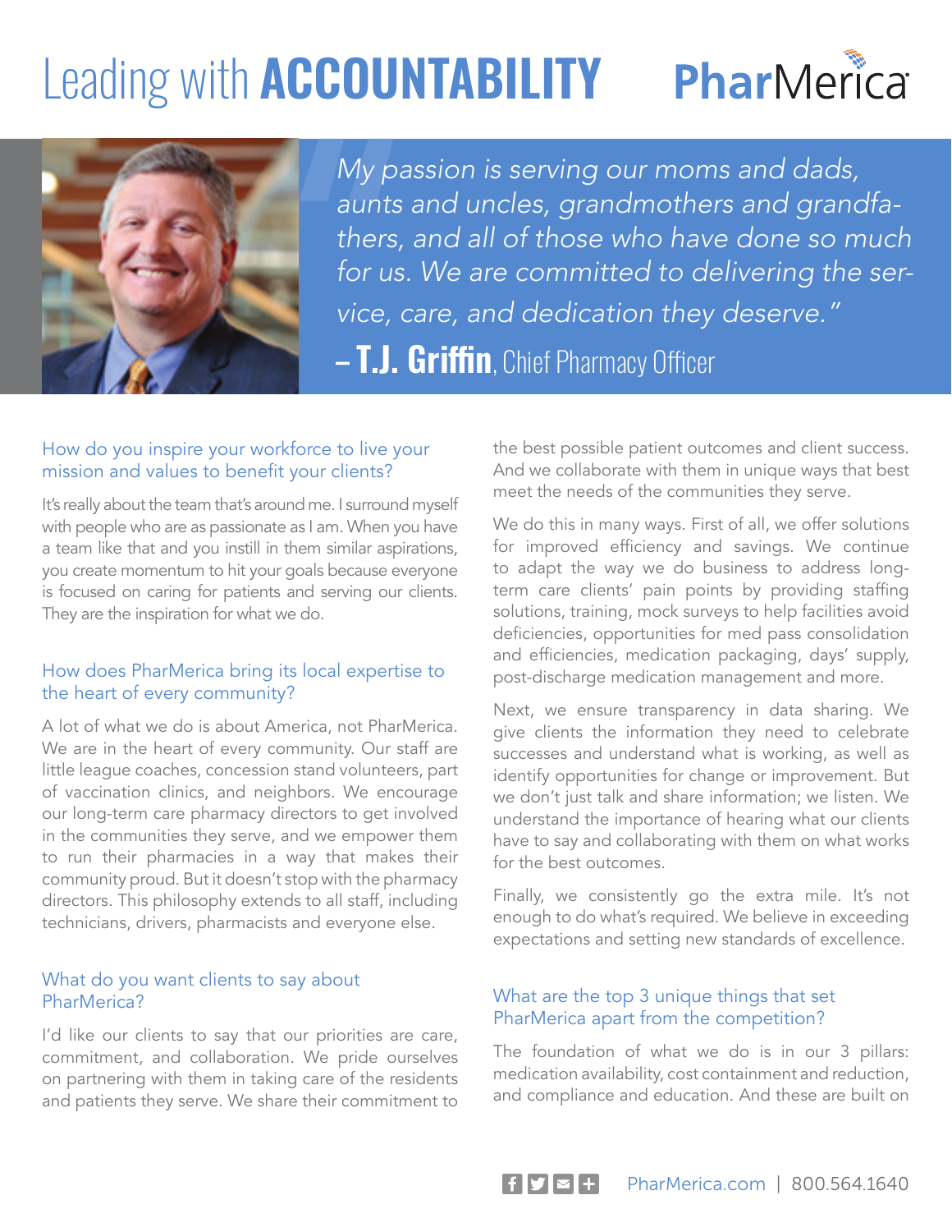# Leading with **ACCOUNTABILITY**

PharMerica

*My passion is serving our moms and dads, aunts and uncles, grandmothers and grandfathers, and all of those who have done so much for us. We are committed to delivering the service, care, and dedication they deserve."*

**– T.J. Griffin**, Chief Pharmacy Officer

### How do you inspire your workforce to live your mission and values to benefit your clients?

It's really about the team that's around me. I surround myself with people who are as passionate as I am. When you have a team like that and you instill in them similar aspirations, you create momentum to hit your goals because everyone is focused on caring for patients and serving our clients. They are the inspiration for what we do.

### How does PharMerica bring its local expertise to the heart of every community?

A lot of what we do is about America, not PharMerica. We are in the heart of every community. Our staff are little league coaches, concession stand volunteers, part of vaccination clinics, and neighbors. We encourage our long-term care pharmacy directors to get involved in the communities they serve, and we empower them to run their pharmacies in a way that makes their community proud. But it doesn't stop with the pharmacy directors. This philosophy extends to all staff, including technicians, drivers, pharmacists and everyone else.

### What do you want clients to say about PharMerica?

I'd like our clients to say that our priorities are care, commitment, and collaboration. We pride ourselves on partnering with them in taking care of the residents and patients they serve. We share their commitment to the best possible patient outcomes and client success. And we collaborate with them in unique ways that best meet the needs of the communities they serve.

We do this in many ways. First of all, we offer solutions for improved efficiency and savings. We continue to adapt the way we do business to address long-term care clients' pain points by providing staffing solutions, training, mock surveys to help facilities avoid deficiencies, opportunities for med pass consolidation and efficiencies, medication packaging, days' supply, post-discharge medication management and more.

Next, we ensure transparency in data sharing. We give clients the information they need to celebrate successes and understand what is working, as well as identify opportunities for change or improvement. But we don't just talk and share information; we listen. We understand the importance of hearing what our clients have to say and collaborating with them on what works for the best outcomes.

Finally, we consistently go the extra mile. It's not enough to do what's required. We believe in exceeding expectations and setting new standards of excellence.

### What are the top 3 unique things that set PharMerica apart from the competition?

The foundation of what we do is in our 3 pillars: medication availability, cost containment and reduction, and compliance and education. And these are built on

PharMerica.com | 800.564.1640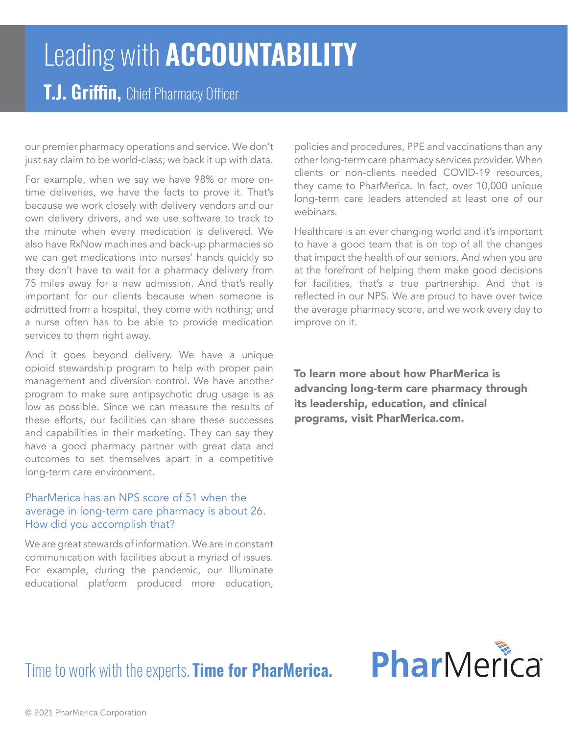# Leading with ACCOUNTABILITY

## T.J. Griffin, Chief Pharmacy Officer

our premier pharmacy operations and service. We don't just say claim to be world-class; we back it up with data.

For example, when we say we have 98% or more on-time deliveries, we have the facts to prove it. That's because we work closely with delivery vendors and our own delivery drivers, and we use software to track to the minute when every medication is delivered. We also have RxNow machines and back-up pharmacies so we can get medications into nurses' hands quickly so they don't have to wait for a pharmacy delivery from 75 miles away for a new admission. And that's really important for our clients because when someone is admitted from a hospital, they come with nothing; and a nurse often has to be able to provide medication services to them right away.

And it goes beyond delivery. We have a unique opioid stewardship program to help with proper pain management and diversion control. We have another program to make sure antipsychotic drug usage is as low as possible. Since we can measure the results of these efforts, our facilities can share these successes and capabilities in their marketing. They can say they have a good pharmacy partner with great data and outcomes to set themselves apart in a competitive long-term care environment.

### PharMerica has an NPS score of 51 when the average in long-term care pharmacy is about 26. How did you accomplish that?

We are great stewards of information. We are in constant communication with facilities about a myriad of issues. For example, during the pandemic, our Illuminate educational platform produced more education, policies and procedures, PPE and vaccinations than any other long-term care pharmacy services provider. When clients or non-clients needed COVID-19 resources, they came to PharMerica. In fact, over 10,000 unique long-term care leaders attended at least one of our webinars.

Healthcare is an ever changing world and it's important to have a good team that is on top of all the changes that impact the health of our seniors. And when you are at the forefront of helping them make good decisions for facilities, that's a true partnership. And that is reflected in our NPS. We are proud to have over twice the average pharmacy score, and we work every day to improve on it.

**To learn more about how PharMerica is advancing long-term care pharmacy through its leadership, education, and clinical programs, visit PharMerica.com.**

Time to work with the experts. **Time for PharMerica.**

PharMerica

© 2021 PharMerica Corporation